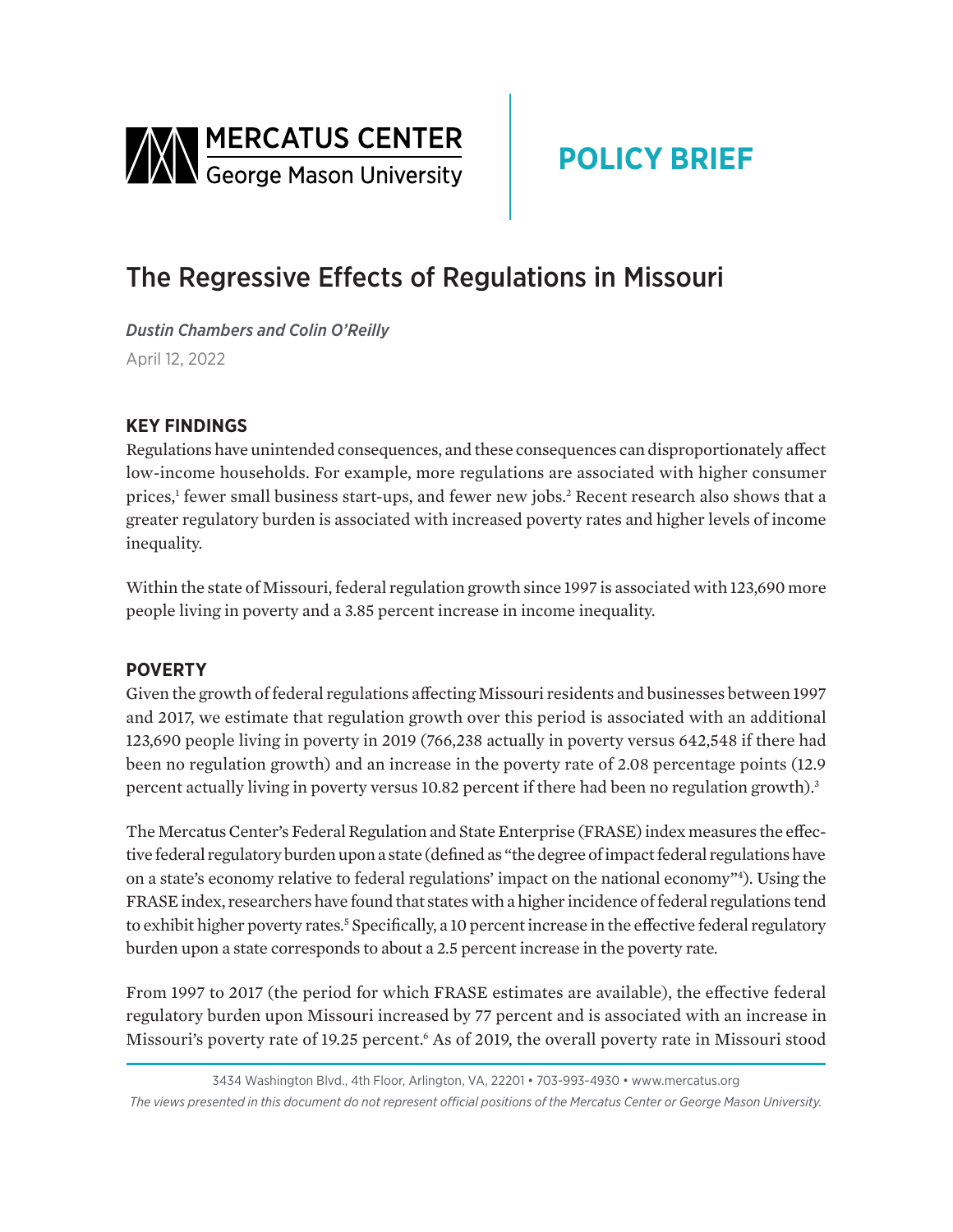MERCATUS CENTER
George Mason University

**POLICY BRIEF**

# The Regressive Effects of Regulations in Missouri

*Dustin Chambers and Colin O'Reilly*

April 12, 2022

## KEY FINDINGS

Regulations have unintended consequences, and these consequences can disproportionately affect low-income households. For example, more regulations are associated with higher consumer prices,[1] fewer small business start-ups, and fewer new jobs.[2] Recent research also shows that a greater regulatory burden is associated with increased poverty rates and higher levels of income inequality.

Within the state of Missouri, federal regulation growth since 1997 is associated with 123,690 more people living in poverty and a 3.85 percent increase in income inequality.

## POVERTY

Given the growth of federal regulations affecting Missouri residents and businesses between 1997 and 2017, we estimate that regulation growth over this period is associated with an additional 123,690 people living in poverty in 2019 (766,238 actually in poverty versus 642,548 if there had been no regulation growth) and an increase in the poverty rate of 2.08 percentage points (12.9 percent actually living in poverty versus 10.82 percent if there had been no regulation growth).[3]

The Mercatus Center's Federal Regulation and State Enterprise (FRASE) index measures the effective federal regulatory burden upon a state (defined as "the degree of impact federal regulations have on a state's economy relative to federal regulations' impact on the national economy"[4]). Using the FRASE index, researchers have found that states with a higher incidence of federal regulations tend to exhibit higher poverty rates.[5] Specifically, a 10 percent increase in the effective federal regulatory burden upon a state corresponds to about a 2.5 percent increase in the poverty rate.

From 1997 to 2017 (the period for which FRASE estimates are available), the effective federal regulatory burden upon Missouri increased by 77 percent and is associated with an increase in Missouri's poverty rate of 19.25 percent.[6] As of 2019, the overall poverty rate in Missouri stood

3434 Washington Blvd., 4th Floor, Arlington, VA, 22201 • 703-993-4930 • www.mercatus.org

*The views presented in this document do not represent official positions of the Mercatus Center or George Mason University.*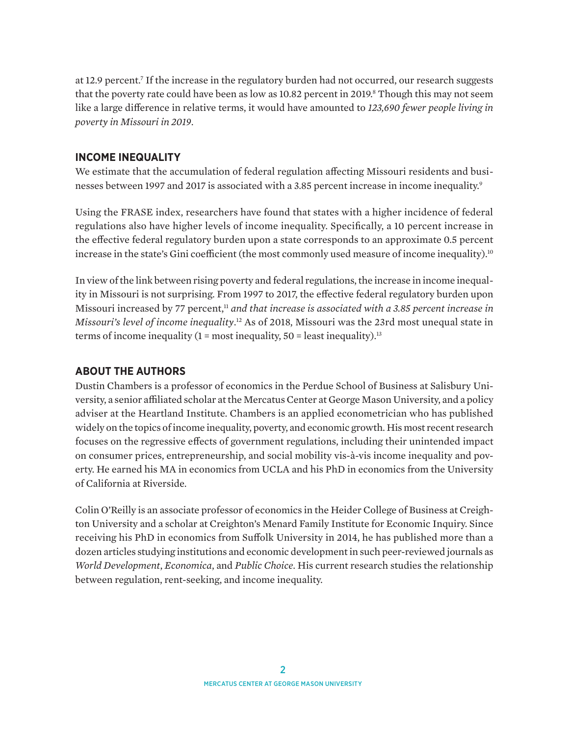at 12.9 percent.[7] If the increase in the regulatory burden had not occurred, our research suggests that the poverty rate could have been as low as 10.82 percent in 2019.[8] Though this may not seem like a large difference in relative terms, it would have amounted to *123,690 fewer people living in poverty in Missouri in 2019*.

## INCOME INEQUALITY

We estimate that the accumulation of federal regulation affecting Missouri residents and businesses between 1997 and 2017 is associated with a 3.85 percent increase in income inequality.[9]

Using the FRASE index, researchers have found that states with a higher incidence of federal regulations also have higher levels of income inequality. Specifically, a 10 percent increase in the effective federal regulatory burden upon a state corresponds to an approximate 0.5 percent increase in the state's Gini coefficient (the most commonly used measure of income inequality).[10]

In view of the link between rising poverty and federal regulations, the increase in income inequality in Missouri is not surprising. From 1997 to 2017, the effective federal regulatory burden upon Missouri increased by 77 percent,[11] *and that increase is associated with a 3.85 percent increase in Missouri's level of income inequality*.[12] As of 2018, Missouri was the 23rd most unequal state in terms of income inequality (1 = most inequality, 50 = least inequality).[13]

## ABOUT THE AUTHORS

Dustin Chambers is a professor of economics in the Perdue School of Business at Salisbury University, a senior affiliated scholar at the Mercatus Center at George Mason University, and a policy adviser at the Heartland Institute. Chambers is an applied econometrician who has published widely on the topics of income inequality, poverty, and economic growth. His most recent research focuses on the regressive effects of government regulations, including their unintended impact on consumer prices, entrepreneurship, and social mobility vis-à-vis income inequality and poverty. He earned his MA in economics from UCLA and his PhD in economics from the University of California at Riverside.

Colin O'Reilly is an associate professor of economics in the Heider College of Business at Creighton University and a scholar at Creighton's Menard Family Institute for Economic Inquiry. Since receiving his PhD in economics from Suffolk University in 2014, he has published more than a dozen articles studying institutions and economic development in such peer-reviewed journals as *World Development*, *Economica*, and *Public Choice*. His current research studies the relationship between regulation, rent-seeking, and income inequality.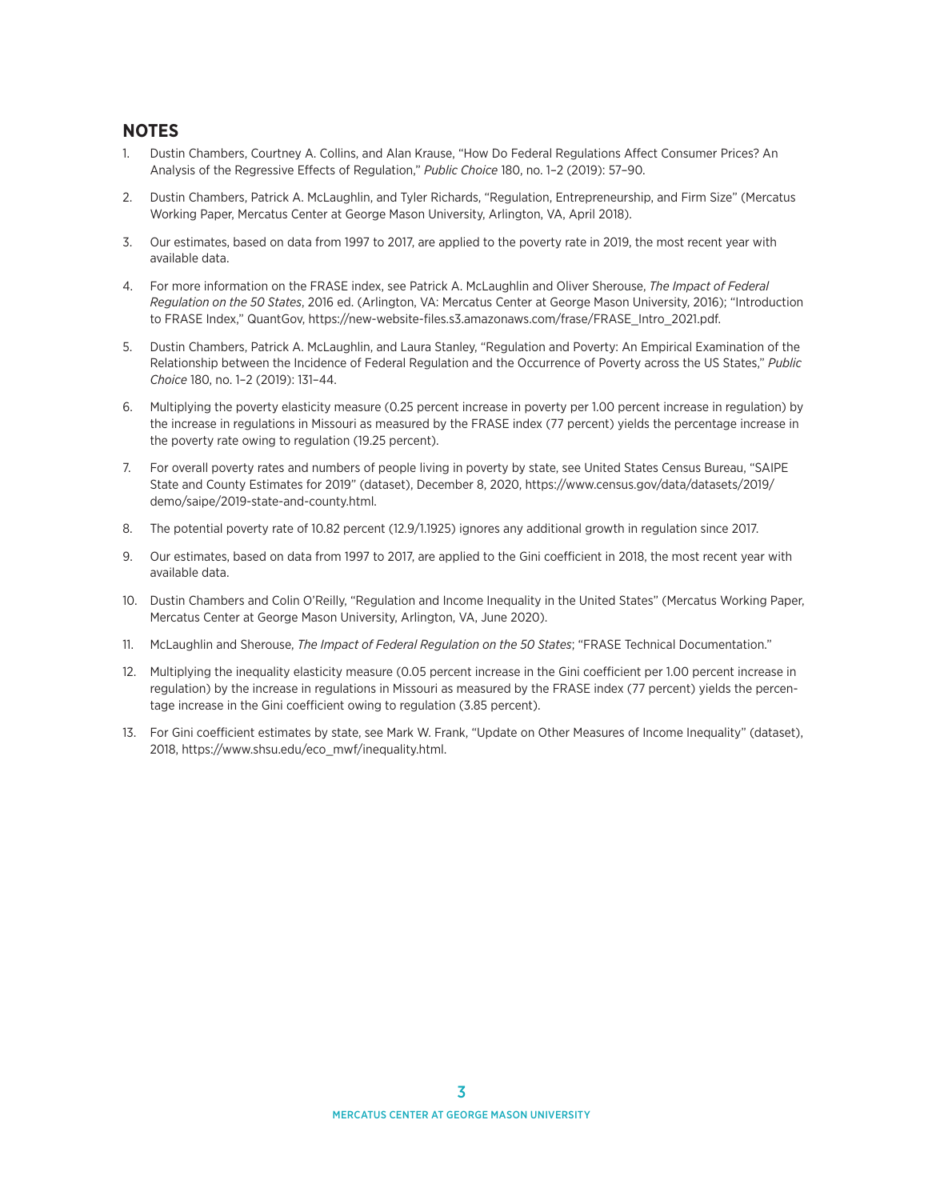## NOTES

1. Dustin Chambers, Courtney A. Collins, and Alan Krause, "How Do Federal Regulations Affect Consumer Prices? An Analysis of the Regressive Effects of Regulation," *Public Choice* 180, no. 1–2 (2019): 57–90.
2. Dustin Chambers, Patrick A. McLaughlin, and Tyler Richards, "Regulation, Entrepreneurship, and Firm Size" (Mercatus Working Paper, Mercatus Center at George Mason University, Arlington, VA, April 2018).
3. Our estimates, based on data from 1997 to 2017, are applied to the poverty rate in 2019, the most recent year with available data.
4. For more information on the FRASE index, see Patrick A. McLaughlin and Oliver Sherouse, *The Impact of Federal Regulation on the 50 States*, 2016 ed. (Arlington, VA: Mercatus Center at George Mason University, 2016); "Introduction to FRASE Index," QuantGov, https://new-website-files.s3.amazonaws.com/frase/FRASE_Intro_2021.pdf.
5. Dustin Chambers, Patrick A. McLaughlin, and Laura Stanley, "Regulation and Poverty: An Empirical Examination of the Relationship between the Incidence of Federal Regulation and the Occurrence of Poverty across the US States," *Public Choice* 180, no. 1–2 (2019): 131–44.
6. Multiplying the poverty elasticity measure (0.25 percent increase in poverty per 1.00 percent increase in regulation) by the increase in regulations in Missouri as measured by the FRASE index (77 percent) yields the percentage increase in the poverty rate owing to regulation (19.25 percent).
7. For overall poverty rates and numbers of people living in poverty by state, see United States Census Bureau, "SAIPE State and County Estimates for 2019" (dataset), December 8, 2020, https://www.census.gov/data/datasets/2019/demo/saipe/2019-state-and-county.html.
8. The potential poverty rate of 10.82 percent (12.9/1.1925) ignores any additional growth in regulation since 2017.
9. Our estimates, based on data from 1997 to 2017, are applied to the Gini coefficient in 2018, the most recent year with available data.
10. Dustin Chambers and Colin O'Reilly, "Regulation and Income Inequality in the United States" (Mercatus Working Paper, Mercatus Center at George Mason University, Arlington, VA, June 2020).
11. McLaughlin and Sherouse, *The Impact of Federal Regulation on the 50 States*; "FRASE Technical Documentation."
12. Multiplying the inequality elasticity measure (0.05 percent increase in the Gini coefficient per 1.00 percent increase in regulation) by the increase in regulations in Missouri as measured by the FRASE index (77 percent) yields the percentage increase in the Gini coefficient owing to regulation (3.85 percent).
13. For Gini coefficient estimates by state, see Mark W. Frank, "Update on Other Measures of Income Inequality" (dataset), 2018, https://www.shsu.edu/eco_mwf/inequality.html.